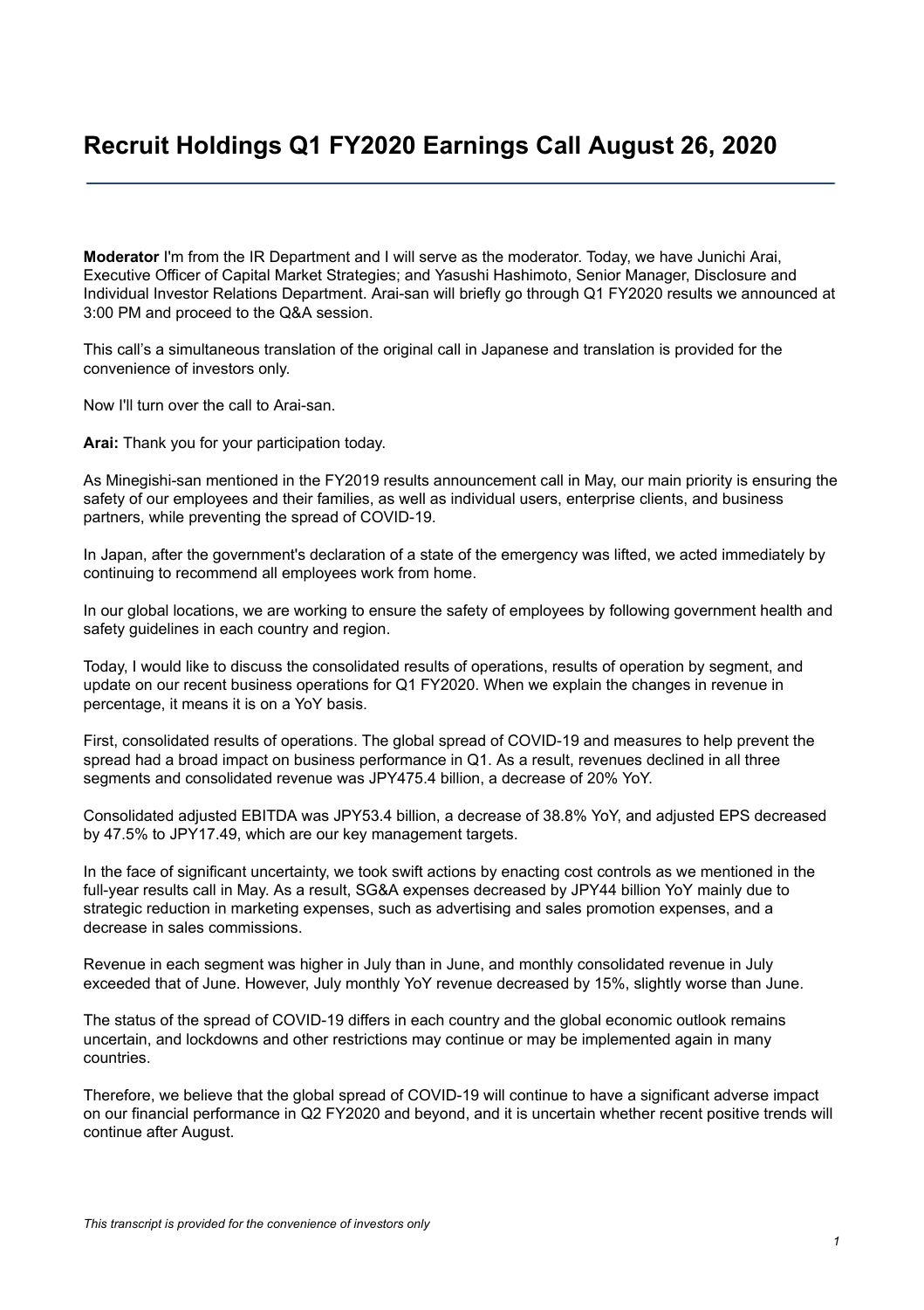# Recruit Holdings Q1 FY2020 Earnings Call August 26, 2020

**Moderator** I'm from the IR Department and I will serve as the moderator. Today, we have Junichi Arai, Executive Officer of Capital Market Strategies; and Yasushi Hashimoto, Senior Manager, Disclosure and Individual Investor Relations Department. Arai-san will briefly go through Q1 FY2020 results we announced at 3:00 PM and proceed to the Q&A session.

This call's a simultaneous translation of the original call in Japanese and translation is provided for the convenience of investors only.

Now I'll turn over the call to Arai-san.

**Arai:** Thank you for your participation today.

As Minegishi-san mentioned in the FY2019 results announcement call in May, our main priority is ensuring the safety of our employees and their families, as well as individual users, enterprise clients, and business partners, while preventing the spread of COVID-19.

In Japan, after the government's declaration of a state of the emergency was lifted, we acted immediately by continuing to recommend all employees work from home.

In our global locations, we are working to ensure the safety of employees by following government health and safety guidelines in each country and region.

Today, I would like to discuss the consolidated results of operations, results of operation by segment, and update on our recent business operations for Q1 FY2020. When we explain the changes in revenue in percentage, it means it is on a YoY basis.

First, consolidated results of operations. The global spread of COVID-19 and measures to help prevent the spread had a broad impact on business performance in Q1. As a result, revenues declined in all three segments and consolidated revenue was JPY475.4 billion, a decrease of 20% YoY.

Consolidated adjusted EBITDA was JPY53.4 billion, a decrease of 38.8% YoY, and adjusted EPS decreased by 47.5% to JPY17.49, which are our key management targets.

In the face of significant uncertainty, we took swift actions by enacting cost controls as we mentioned in the full-year results call in May. As a result, SG&A expenses decreased by JPY44 billion YoY mainly due to strategic reduction in marketing expenses, such as advertising and sales promotion expenses, and a decrease in sales commissions.

Revenue in each segment was higher in July than in June, and monthly consolidated revenue in July exceeded that of June. However, July monthly YoY revenue decreased by 15%, slightly worse than June.

The status of the spread of COVID-19 differs in each country and the global economic outlook remains uncertain, and lockdowns and other restrictions may continue or may be implemented again in many countries.

Therefore, we believe that the global spread of COVID-19 will continue to have a significant adverse impact on our financial performance in Q2 FY2020 and beyond, and it is uncertain whether recent positive trends will continue after August.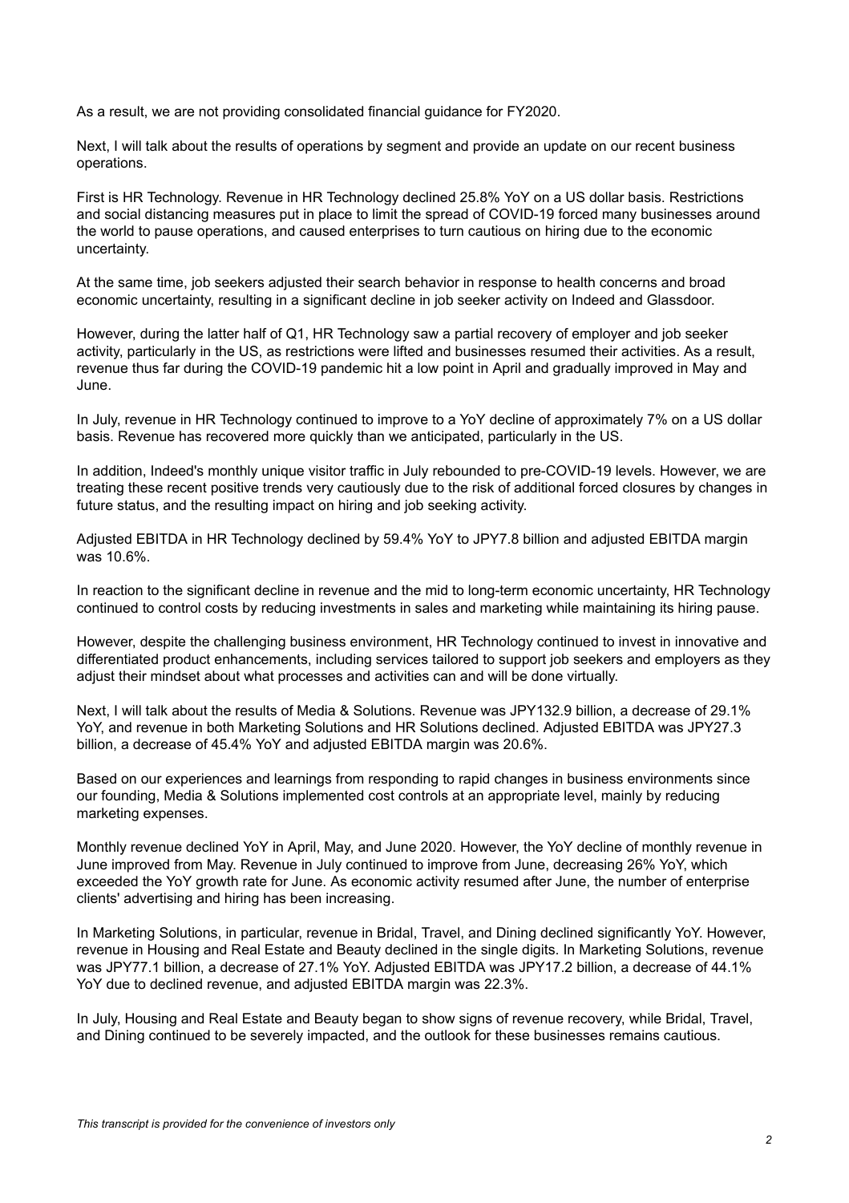As a result, we are not providing consolidated financial guidance for FY2020.

Next, I will talk about the results of operations by segment and provide an update on our recent business operations.

First is HR Technology. Revenue in HR Technology declined 25.8% YoY on a US dollar basis. Restrictions and social distancing measures put in place to limit the spread of COVID-19 forced many businesses around the world to pause operations, and caused enterprises to turn cautious on hiring due to the economic uncertainty.

At the same time, job seekers adjusted their search behavior in response to health concerns and broad economic uncertainty, resulting in a significant decline in job seeker activity on Indeed and Glassdoor.

However, during the latter half of Q1, HR Technology saw a partial recovery of employer and job seeker activity, particularly in the US, as restrictions were lifted and businesses resumed their activities. As a result, revenue thus far during the COVID-19 pandemic hit a low point in April and gradually improved in May and June.

In July, revenue in HR Technology continued to improve to a YoY decline of approximately 7% on a US dollar basis. Revenue has recovered more quickly than we anticipated, particularly in the US.

In addition, Indeed's monthly unique visitor traffic in July rebounded to pre-COVID-19 levels. However, we are treating these recent positive trends very cautiously due to the risk of additional forced closures by changes in future status, and the resulting impact on hiring and job seeking activity.

Adjusted EBITDA in HR Technology declined by 59.4% YoY to JPY7.8 billion and adjusted EBITDA margin was 10.6%.

In reaction to the significant decline in revenue and the mid to long-term economic uncertainty, HR Technology continued to control costs by reducing investments in sales and marketing while maintaining its hiring pause.

However, despite the challenging business environment, HR Technology continued to invest in innovative and differentiated product enhancements, including services tailored to support job seekers and employers as they adjust their mindset about what processes and activities can and will be done virtually.

Next, I will talk about the results of Media & Solutions. Revenue was JPY132.9 billion, a decrease of 29.1% YoY, and revenue in both Marketing Solutions and HR Solutions declined. Adjusted EBITDA was JPY27.3 billion, a decrease of 45.4% YoY and adjusted EBITDA margin was 20.6%.

Based on our experiences and learnings from responding to rapid changes in business environments since our founding, Media & Solutions implemented cost controls at an appropriate level, mainly by reducing marketing expenses.

Monthly revenue declined YoY in April, May, and June 2020. However, the YoY decline of monthly revenue in June improved from May. Revenue in July continued to improve from June, decreasing 26% YoY, which exceeded the YoY growth rate for June. As economic activity resumed after June, the number of enterprise clients' advertising and hiring has been increasing.

In Marketing Solutions, in particular, revenue in Bridal, Travel, and Dining declined significantly YoY. However, revenue in Housing and Real Estate and Beauty declined in the single digits. In Marketing Solutions, revenue was JPY77.1 billion, a decrease of 27.1% YoY. Adjusted EBITDA was JPY17.2 billion, a decrease of 44.1% YoY due to declined revenue, and adjusted EBITDA margin was 22.3%.

In July, Housing and Real Estate and Beauty began to show signs of revenue recovery, while Bridal, Travel, and Dining continued to be severely impacted, and the outlook for these businesses remains cautious.

*This transcript is provided for the convenience of investors only*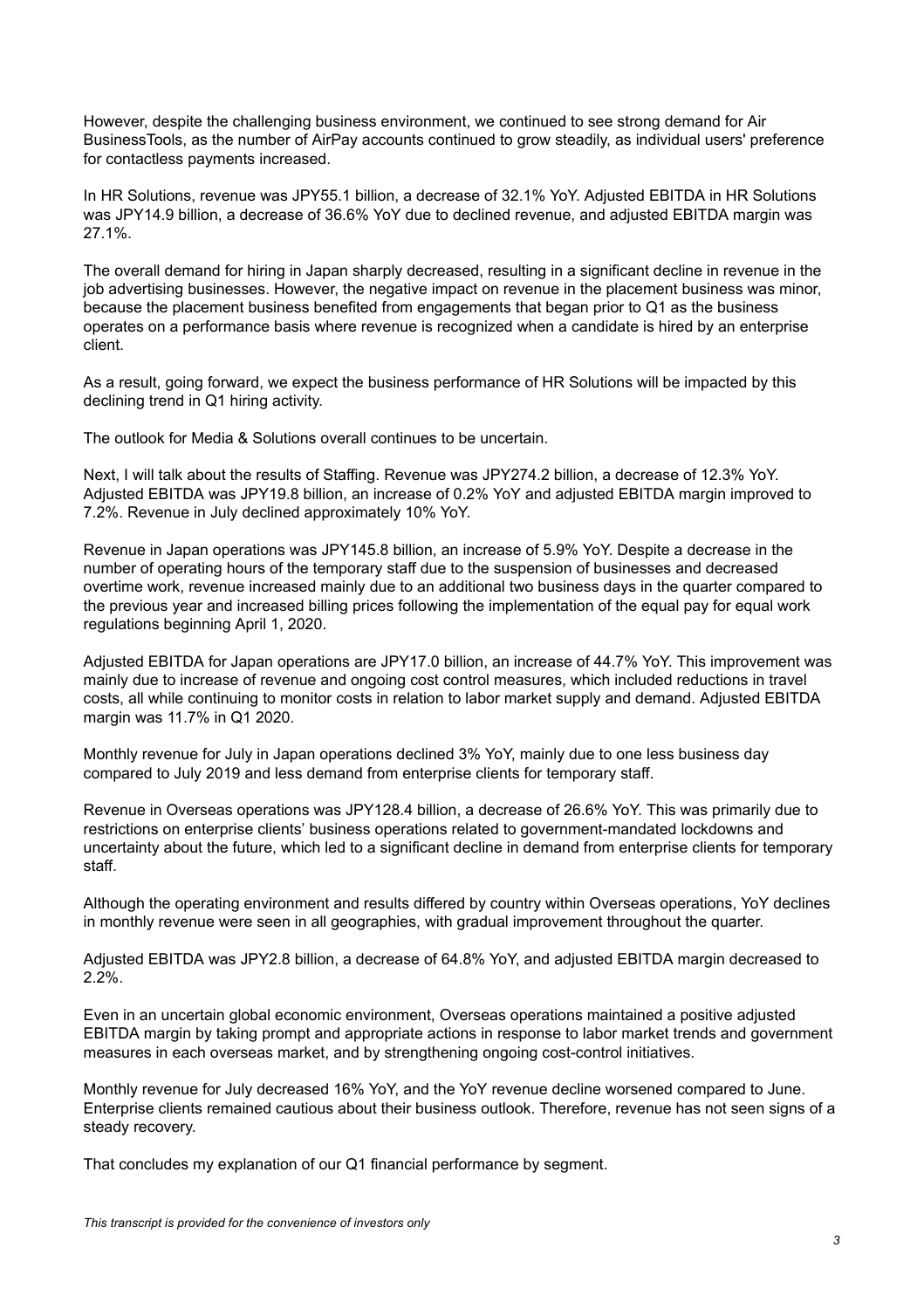However, despite the challenging business environment, we continued to see strong demand for Air BusinessTools, as the number of AirPay accounts continued to grow steadily, as individual users' preference for contactless payments increased.

In HR Solutions, revenue was JPY55.1 billion, a decrease of 32.1% YoY. Adjusted EBITDA in HR Solutions was JPY14.9 billion, a decrease of 36.6% YoY due to declined revenue, and adjusted EBITDA margin was 27.1%.

The overall demand for hiring in Japan sharply decreased, resulting in a significant decline in revenue in the job advertising businesses. However, the negative impact on revenue in the placement business was minor, because the placement business benefited from engagements that began prior to Q1 as the business operates on a performance basis where revenue is recognized when a candidate is hired by an enterprise client.

As a result, going forward, we expect the business performance of HR Solutions will be impacted by this declining trend in Q1 hiring activity.

The outlook for Media & Solutions overall continues to be uncertain.

Next, I will talk about the results of Staffing. Revenue was JPY274.2 billion, a decrease of 12.3% YoY. Adjusted EBITDA was JPY19.8 billion, an increase of 0.2% YoY and adjusted EBITDA margin improved to 7.2%. Revenue in July declined approximately 10% YoY.

Revenue in Japan operations was JPY145.8 billion, an increase of 5.9% YoY. Despite a decrease in the number of operating hours of the temporary staff due to the suspension of businesses and decreased overtime work, revenue increased mainly due to an additional two business days in the quarter compared to the previous year and increased billing prices following the implementation of the equal pay for equal work regulations beginning April 1, 2020.

Adjusted EBITDA for Japan operations are JPY17.0 billion, an increase of 44.7% YoY. This improvement was mainly due to increase of revenue and ongoing cost control measures, which included reductions in travel costs, all while continuing to monitor costs in relation to labor market supply and demand. Adjusted EBITDA margin was 11.7% in Q1 2020.

Monthly revenue for July in Japan operations declined 3% YoY, mainly due to one less business day compared to July 2019 and less demand from enterprise clients for temporary staff.

Revenue in Overseas operations was JPY128.4 billion, a decrease of 26.6% YoY. This was primarily due to restrictions on enterprise clients' business operations related to government-mandated lockdowns and uncertainty about the future, which led to a significant decline in demand from enterprise clients for temporary staff.

Although the operating environment and results differed by country within Overseas operations, YoY declines in monthly revenue were seen in all geographies, with gradual improvement throughout the quarter.

Adjusted EBITDA was JPY2.8 billion, a decrease of 64.8% YoY, and adjusted EBITDA margin decreased to 2.2%.

Even in an uncertain global economic environment, Overseas operations maintained a positive adjusted EBITDA margin by taking prompt and appropriate actions in response to labor market trends and government measures in each overseas market, and by strengthening ongoing cost-control initiatives.

Monthly revenue for July decreased 16% YoY, and the YoY revenue decline worsened compared to June. Enterprise clients remained cautious about their business outlook. Therefore, revenue has not seen signs of a steady recovery.

That concludes my explanation of our Q1 financial performance by segment.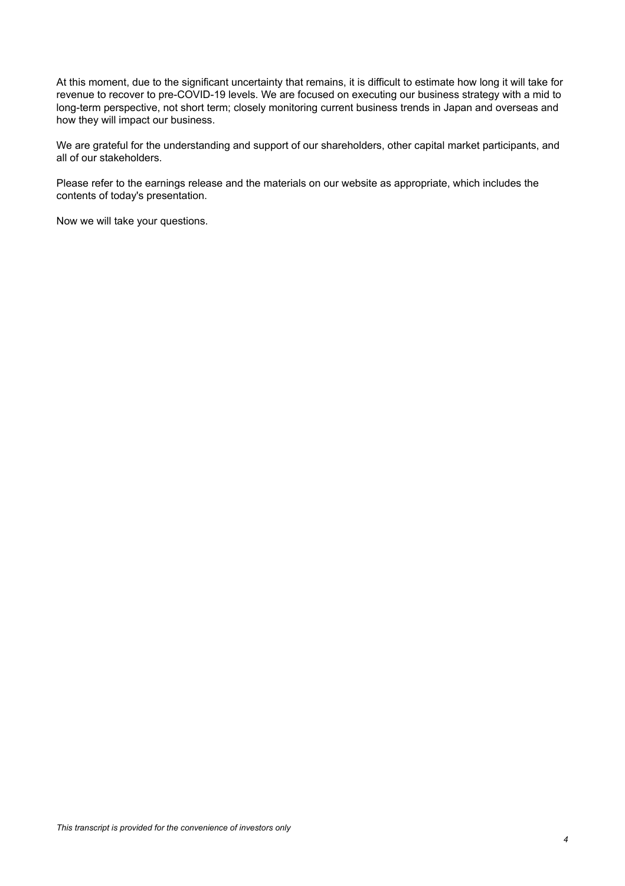At this moment, due to the significant uncertainty that remains, it is difficult to estimate how long it will take for revenue to recover to pre-COVID-19 levels. We are focused on executing our business strategy with a mid to long-term perspective, not short term; closely monitoring current business trends in Japan and overseas and how they will impact our business.

We are grateful for the understanding and support of our shareholders, other capital market participants, and all of our stakeholders.

Please refer to the earnings release and the materials on our website as appropriate, which includes the contents of today's presentation.

Now we will take your questions.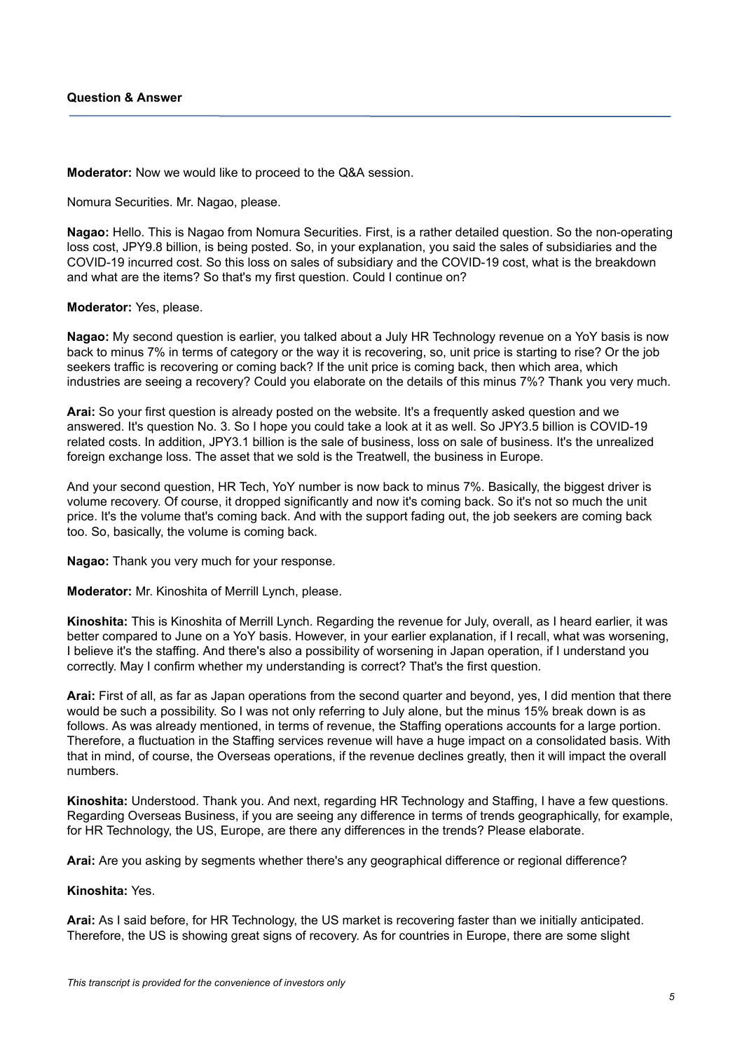**Question & Answer**

**Moderator:** Now we would like to proceed to the Q&A session.

Nomura Securities. Mr. Nagao, please.

**Nagao:** Hello. This is Nagao from Nomura Securities. First, is a rather detailed question. So the non-operating loss cost, JPY9.8 billion, is being posted. So, in your explanation, you said the sales of subsidiaries and the COVID-19 incurred cost. So this loss on sales of subsidiary and the COVID-19 cost, what is the breakdown and what are the items? So that's my first question. Could I continue on?

**Moderator:** Yes, please.

**Nagao:** My second question is earlier, you talked about a July HR Technology revenue on a YoY basis is now back to minus 7% in terms of category or the way it is recovering, so, unit price is starting to rise? Or the job seekers traffic is recovering or coming back? If the unit price is coming back, then which area, which industries are seeing a recovery? Could you elaborate on the details of this minus 7%? Thank you very much.

**Arai:** So your first question is already posted on the website. It's a frequently asked question and we answered. It's question No. 3. So I hope you could take a look at it as well. So JPY3.5 billion is COVID-19 related costs. In addition, JPY3.1 billion is the sale of business, loss on sale of business. It's the unrealized foreign exchange loss. The asset that we sold is the Treatwell, the business in Europe.

And your second question, HR Tech, YoY number is now back to minus 7%. Basically, the biggest driver is volume recovery. Of course, it dropped significantly and now it's coming back. So it's not so much the unit price. It's the volume that's coming back. And with the support fading out, the job seekers are coming back too. So, basically, the volume is coming back.

**Nagao:** Thank you very much for your response.

**Moderator:** Mr. Kinoshita of Merrill Lynch, please.

**Kinoshita:** This is Kinoshita of Merrill Lynch. Regarding the revenue for July, overall, as I heard earlier, it was better compared to June on a YoY basis. However, in your earlier explanation, if I recall, what was worsening, I believe it's the staffing. And there's also a possibility of worsening in Japan operation, if I understand you correctly. May I confirm whether my understanding is correct? That's the first question.

**Arai:** First of all, as far as Japan operations from the second quarter and beyond, yes, I did mention that there would be such a possibility. So I was not only referring to July alone, but the minus 15% break down is as follows. As was already mentioned, in terms of revenue, the Staffing operations accounts for a large portion. Therefore, a fluctuation in the Staffing services revenue will have a huge impact on a consolidated basis. With that in mind, of course, the Overseas operations, if the revenue declines greatly, then it will impact the overall numbers.

**Kinoshita:** Understood. Thank you. And next, regarding HR Technology and Staffing, I have a few questions. Regarding Overseas Business, if you are seeing any difference in terms of trends geographically, for example, for HR Technology, the US, Europe, are there any differences in the trends? Please elaborate.

**Arai:** Are you asking by segments whether there's any geographical difference or regional difference?

**Kinoshita:** Yes.

**Arai:** As I said before, for HR Technology, the US market is recovering faster than we initially anticipated. Therefore, the US is showing great signs of recovery. As for countries in Europe, there are some slight

*This transcript is provided for the convenience of investors only*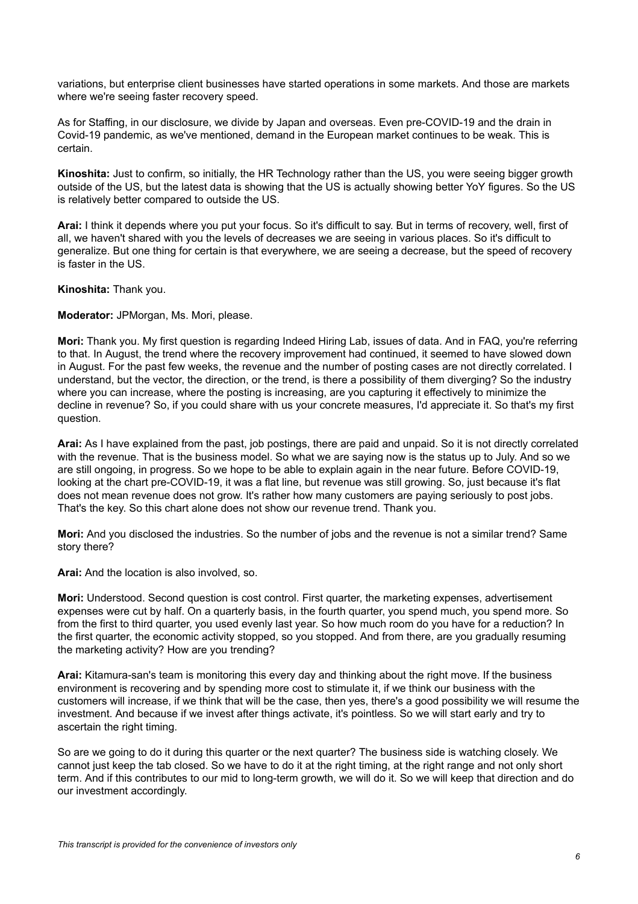variations, but enterprise client businesses have started operations in some markets. And those are markets where we're seeing faster recovery speed.

As for Staffing, in our disclosure, we divide by Japan and overseas. Even pre-COVID-19 and the drain in Covid-19 pandemic, as we've mentioned, demand in the European market continues to be weak. This is certain.

**Kinoshita:** Just to confirm, so initially, the HR Technology rather than the US, you were seeing bigger growth outside of the US, but the latest data is showing that the US is actually showing better YoY figures. So the US is relatively better compared to outside the US.

**Arai:** I think it depends where you put your focus. So it's difficult to say. But in terms of recovery, well, first of all, we haven't shared with you the levels of decreases we are seeing in various places. So it's difficult to generalize. But one thing for certain is that everywhere, we are seeing a decrease, but the speed of recovery is faster in the US.

**Kinoshita:** Thank you.

**Moderator:** JPMorgan, Ms. Mori, please.

**Mori:** Thank you. My first question is regarding Indeed Hiring Lab, issues of data. And in FAQ, you're referring to that. In August, the trend where the recovery improvement had continued, it seemed to have slowed down in August. For the past few weeks, the revenue and the number of posting cases are not directly correlated. I understand, but the vector, the direction, or the trend, is there a possibility of them diverging? So the industry where you can increase, where the posting is increasing, are you capturing it effectively to minimize the decline in revenue? So, if you could share with us your concrete measures, I'd appreciate it. So that's my first question.

**Arai:** As I have explained from the past, job postings, there are paid and unpaid. So it is not directly correlated with the revenue. That is the business model. So what we are saying now is the status up to July. And so we are still ongoing, in progress. So we hope to be able to explain again in the near future. Before COVID-19, looking at the chart pre-COVID-19, it was a flat line, but revenue was still growing. So, just because it's flat does not mean revenue does not grow. It's rather how many customers are paying seriously to post jobs. That's the key. So this chart alone does not show our revenue trend. Thank you.

**Mori:** And you disclosed the industries. So the number of jobs and the revenue is not a similar trend? Same story there?

**Arai:** And the location is also involved, so.

**Mori:** Understood. Second question is cost control. First quarter, the marketing expenses, advertisement expenses were cut by half. On a quarterly basis, in the fourth quarter, you spend much, you spend more. So from the first to third quarter, you used evenly last year. So how much room do you have for a reduction? In the first quarter, the economic activity stopped, so you stopped. And from there, are you gradually resuming the marketing activity? How are you trending?

**Arai:** Kitamura-san's team is monitoring this every day and thinking about the right move. If the business environment is recovering and by spending more cost to stimulate it, if we think our business with the customers will increase, if we think that will be the case, then yes, there's a good possibility we will resume the investment. And because if we invest after things activate, it's pointless. So we will start early and try to ascertain the right timing.

So are we going to do it during this quarter or the next quarter? The business side is watching closely. We cannot just keep the tab closed. So we have to do it at the right timing, at the right range and not only short term. And if this contributes to our mid to long-term growth, we will do it. So we will keep that direction and do our investment accordingly.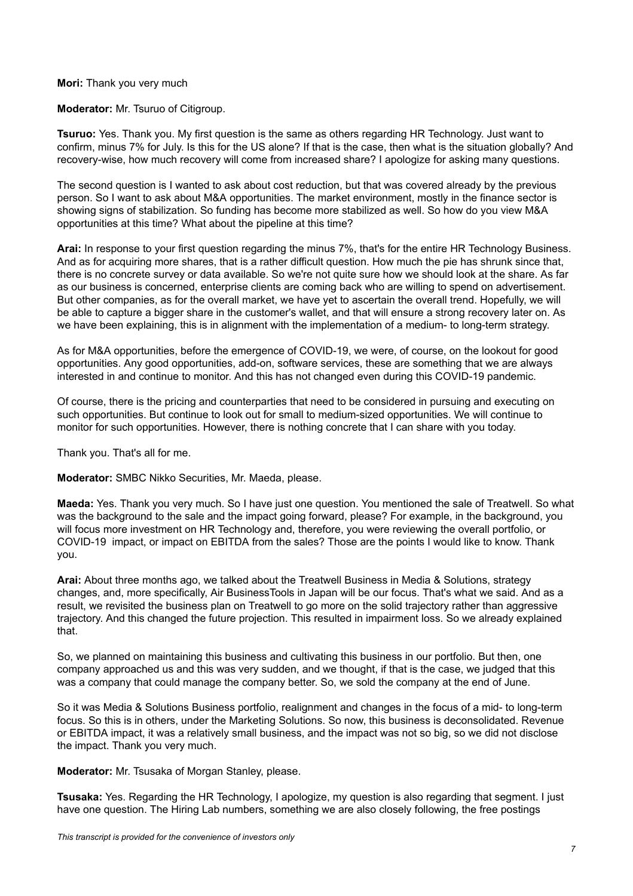**Mori:** Thank you very much

**Moderator:** Mr. Tsuruo of Citigroup.

**Tsuruo:** Yes. Thank you. My first question is the same as others regarding HR Technology. Just want to confirm, minus 7% for July. Is this for the US alone? If that is the case, then what is the situation globally? And recovery-wise, how much recovery will come from increased share? I apologize for asking many questions.

The second question is I wanted to ask about cost reduction, but that was covered already by the previous person. So I want to ask about M&A opportunities. The market environment, mostly in the finance sector is showing signs of stabilization. So funding has become more stabilized as well. So how do you view M&A opportunities at this time? What about the pipeline at this time?

**Arai:** In response to your first question regarding the minus 7%, that's for the entire HR Technology Business. And as for acquiring more shares, that is a rather difficult question. How much the pie has shrunk since that, there is no concrete survey or data available. So we're not quite sure how we should look at the share. As far as our business is concerned, enterprise clients are coming back who are willing to spend on advertisement. But other companies, as for the overall market, we have yet to ascertain the overall trend. Hopefully, we will be able to capture a bigger share in the customer's wallet, and that will ensure a strong recovery later on. As we have been explaining, this is in alignment with the implementation of a medium- to long-term strategy.

As for M&A opportunities, before the emergence of COVID-19, we were, of course, on the lookout for good opportunities. Any good opportunities, add-on, software services, these are something that we are always interested in and continue to monitor. And this has not changed even during this COVID-19 pandemic.

Of course, there is the pricing and counterparties that need to be considered in pursuing and executing on such opportunities. But continue to look out for small to medium-sized opportunities. We will continue to monitor for such opportunities. However, there is nothing concrete that I can share with you today.

Thank you. That's all for me.

**Moderator:** SMBC Nikko Securities, Mr. Maeda, please.

**Maeda:** Yes. Thank you very much. So I have just one question. You mentioned the sale of Treatwell. So what was the background to the sale and the impact going forward, please? For example, in the background, you will focus more investment on HR Technology and, therefore, you were reviewing the overall portfolio, or COVID-19 impact, or impact on EBITDA from the sales? Those are the points I would like to know. Thank you.

**Arai:** About three months ago, we talked about the Treatwell Business in Media & Solutions, strategy changes, and, more specifically, Air BusinessTools in Japan will be our focus. That's what we said. And as a result, we revisited the business plan on Treatwell to go more on the solid trajectory rather than aggressive trajectory. And this changed the future projection. This resulted in impairment loss. So we already explained that.

So, we planned on maintaining this business and cultivating this business in our portfolio. But then, one company approached us and this was very sudden, and we thought, if that is the case, we judged that this was a company that could manage the company better. So, we sold the company at the end of June.

So it was Media & Solutions Business portfolio, realignment and changes in the focus of a mid- to long-term focus. So this is in others, under the Marketing Solutions. So now, this business is deconsolidated. Revenue or EBITDA impact, it was a relatively small business, and the impact was not so big, so we did not disclose the impact. Thank you very much.

**Moderator:** Mr. Tsusaka of Morgan Stanley, please.

**Tsusaka:** Yes. Regarding the HR Technology, I apologize, my question is also regarding that segment. I just have one question. The Hiring Lab numbers, something we are also closely following, the free postings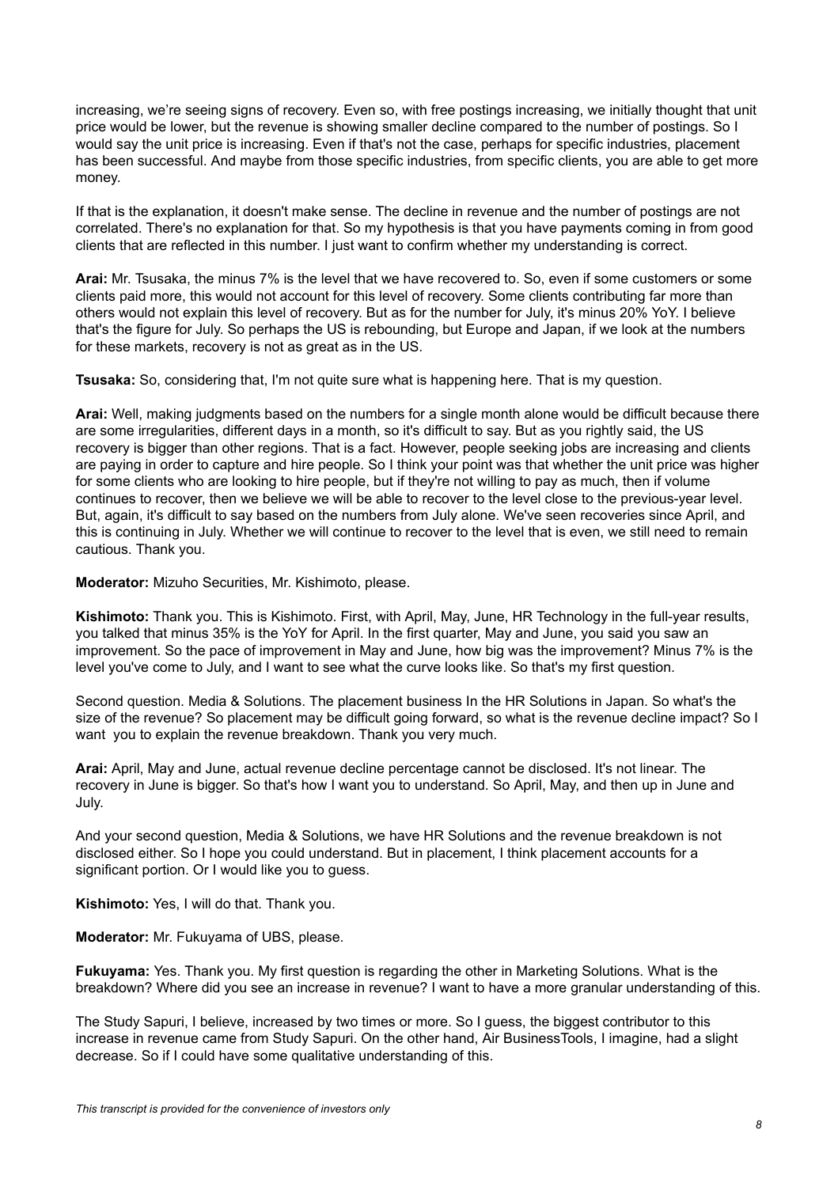increasing, we're seeing signs of recovery. Even so, with free postings increasing, we initially thought that unit price would be lower, but the revenue is showing smaller decline compared to the number of postings. So I would say the unit price is increasing. Even if that's not the case, perhaps for specific industries, placement has been successful. And maybe from those specific industries, from specific clients, you are able to get more money.

If that is the explanation, it doesn't make sense. The decline in revenue and the number of postings are not correlated. There's no explanation for that. So my hypothesis is that you have payments coming in from good clients that are reflected in this number. I just want to confirm whether my understanding is correct.

**Arai:** Mr. Tsusaka, the minus 7% is the level that we have recovered to. So, even if some customers or some clients paid more, this would not account for this level of recovery. Some clients contributing far more than others would not explain this level of recovery. But as for the number for July, it's minus 20% YoY. I believe that's the figure for July. So perhaps the US is rebounding, but Europe and Japan, if we look at the numbers for these markets, recovery is not as great as in the US.

**Tsusaka:** So, considering that, I'm not quite sure what is happening here. That is my question.

**Arai:** Well, making judgments based on the numbers for a single month alone would be difficult because there are some irregularities, different days in a month, so it's difficult to say. But as you rightly said, the US recovery is bigger than other regions. That is a fact. However, people seeking jobs are increasing and clients are paying in order to capture and hire people. So I think your point was that whether the unit price was higher for some clients who are looking to hire people, but if they're not willing to pay as much, then if volume continues to recover, then we believe we will be able to recover to the level close to the previous-year level. But, again, it's difficult to say based on the numbers from July alone. We've seen recoveries since April, and this is continuing in July. Whether we will continue to recover to the level that is even, we still need to remain cautious. Thank you.

**Moderator:** Mizuho Securities, Mr. Kishimoto, please.

**Kishimoto:** Thank you. This is Kishimoto. First, with April, May, June, HR Technology in the full-year results, you talked that minus 35% is the YoY for April. In the first quarter, May and June, you said you saw an improvement. So the pace of improvement in May and June, how big was the improvement? Minus 7% is the level you've come to July, and I want to see what the curve looks like. So that's my first question.

Second question. Media & Solutions. The placement business In the HR Solutions in Japan. So what's the size of the revenue? So placement may be difficult going forward, so what is the revenue decline impact? So I want you to explain the revenue breakdown. Thank you very much.

**Arai:** April, May and June, actual revenue decline percentage cannot be disclosed. It's not linear. The recovery in June is bigger. So that's how I want you to understand. So April, May, and then up in June and July.

And your second question, Media & Solutions, we have HR Solutions and the revenue breakdown is not disclosed either. So I hope you could understand. But in placement, I think placement accounts for a significant portion. Or I would like you to guess.

**Kishimoto:** Yes, I will do that. Thank you.

**Moderator:** Mr. Fukuyama of UBS, please.

**Fukuyama:** Yes. Thank you. My first question is regarding the other in Marketing Solutions. What is the breakdown? Where did you see an increase in revenue? I want to have a more granular understanding of this.

The Study Sapuri, I believe, increased by two times or more. So I guess, the biggest contributor to this increase in revenue came from Study Sapuri. On the other hand, Air BusinessTools, I imagine, had a slight decrease. So if I could have some qualitative understanding of this.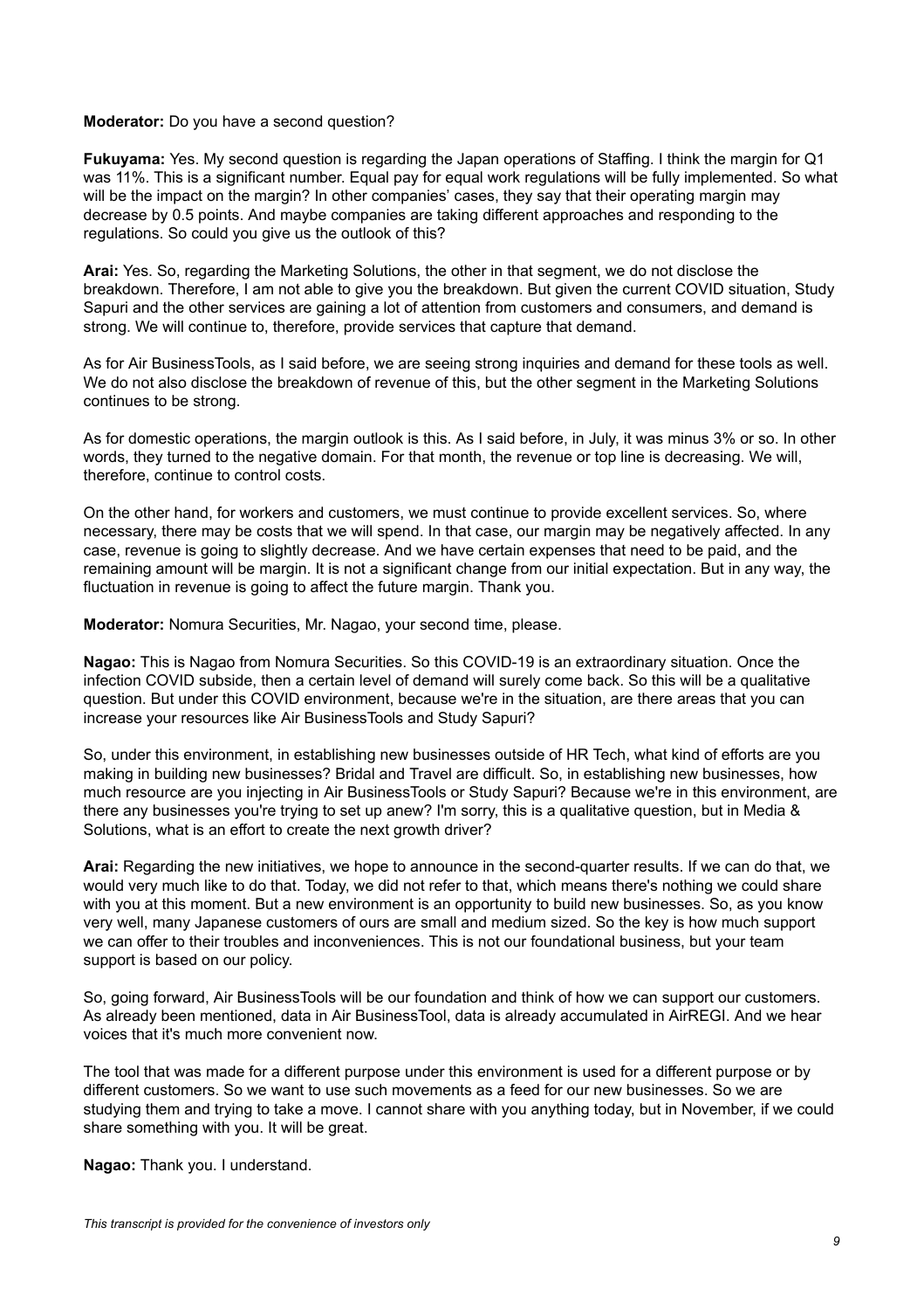**Moderator:** Do you have a second question?

**Fukuyama:** Yes. My second question is regarding the Japan operations of Staffing. I think the margin for Q1 was 11%. This is a significant number. Equal pay for equal work regulations will be fully implemented. So what will be the impact on the margin? In other companies' cases, they say that their operating margin may decrease by 0.5 points. And maybe companies are taking different approaches and responding to the regulations. So could you give us the outlook of this?

**Arai:** Yes. So, regarding the Marketing Solutions, the other in that segment, we do not disclose the breakdown. Therefore, I am not able to give you the breakdown. But given the current COVID situation, Study Sapuri and the other services are gaining a lot of attention from customers and consumers, and demand is strong. We will continue to, therefore, provide services that capture that demand.

As for Air BusinessTools, as I said before, we are seeing strong inquiries and demand for these tools as well. We do not also disclose the breakdown of revenue of this, but the other segment in the Marketing Solutions continues to be strong.

As for domestic operations, the margin outlook is this. As I said before, in July, it was minus 3% or so. In other words, they turned to the negative domain. For that month, the revenue or top line is decreasing. We will, therefore, continue to control costs.

On the other hand, for workers and customers, we must continue to provide excellent services. So, where necessary, there may be costs that we will spend. In that case, our margin may be negatively affected. In any case, revenue is going to slightly decrease. And we have certain expenses that need to be paid, and the remaining amount will be margin. It is not a significant change from our initial expectation. But in any way, the fluctuation in revenue is going to affect the future margin. Thank you.

**Moderator:** Nomura Securities, Mr. Nagao, your second time, please.

**Nagao:** This is Nagao from Nomura Securities. So this COVID-19 is an extraordinary situation. Once the infection COVID subside, then a certain level of demand will surely come back. So this will be a qualitative question. But under this COVID environment, because we're in the situation, are there areas that you can increase your resources like Air BusinessTools and Study Sapuri?

So, under this environment, in establishing new businesses outside of HR Tech, what kind of efforts are you making in building new businesses? Bridal and Travel are difficult. So, in establishing new businesses, how much resource are you injecting in Air BusinessTools or Study Sapuri? Because we're in this environment, are there any businesses you're trying to set up anew? I'm sorry, this is a qualitative question, but in Media & Solutions, what is an effort to create the next growth driver?

**Arai:** Regarding the new initiatives, we hope to announce in the second-quarter results. If we can do that, we would very much like to do that. Today, we did not refer to that, which means there's nothing we could share with you at this moment. But a new environment is an opportunity to build new businesses. So, as you know very well, many Japanese customers of ours are small and medium sized. So the key is how much support we can offer to their troubles and inconveniences. This is not our foundational business, but your team support is based on our policy.

So, going forward, Air BusinessTools will be our foundation and think of how we can support our customers. As already been mentioned, data in Air BusinessTool, data is already accumulated in AirREGI. And we hear voices that it's much more convenient now.

The tool that was made for a different purpose under this environment is used for a different purpose or by different customers. So we want to use such movements as a feed for our new businesses. So we are studying them and trying to take a move. I cannot share with you anything today, but in November, if we could share something with you. It will be great.

**Nagao:** Thank you. I understand.

*This transcript is provided for the convenience of investors only*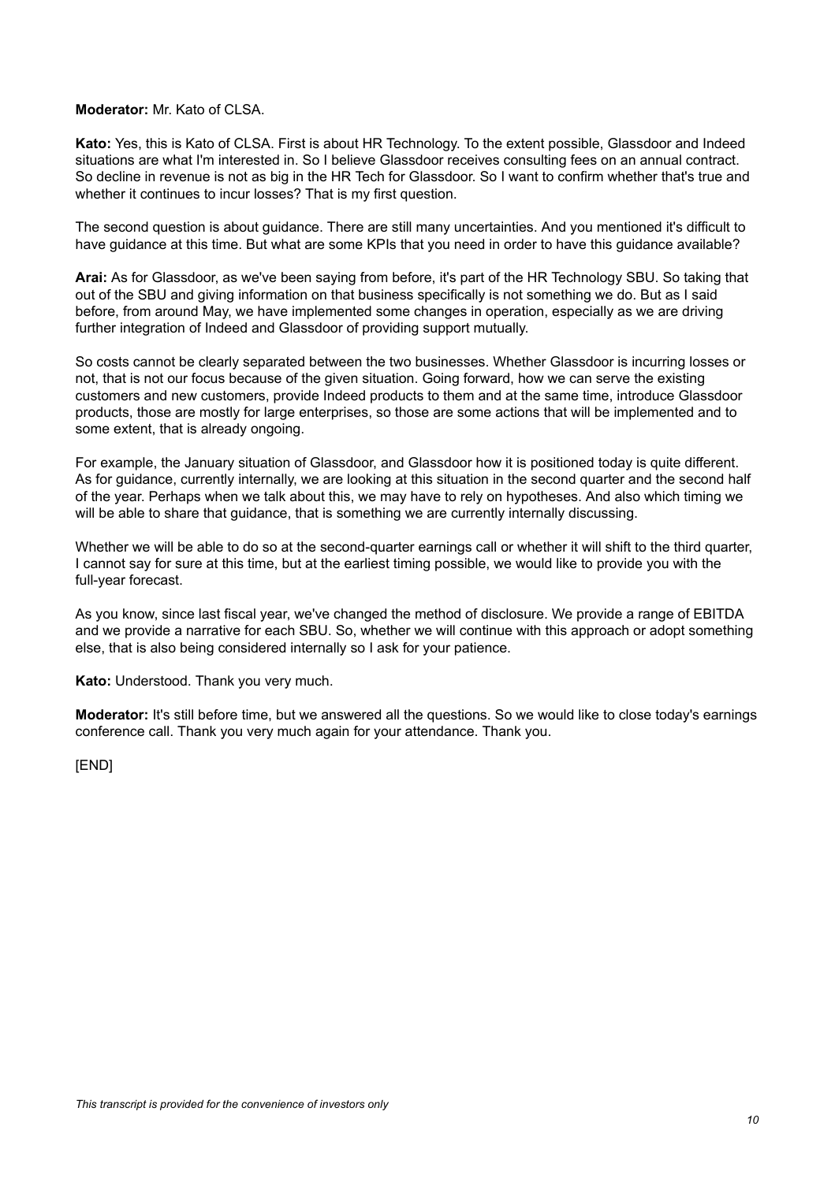**Moderator:** Mr. Kato of CLSA.

**Kato:** Yes, this is Kato of CLSA. First is about HR Technology. To the extent possible, Glassdoor and Indeed situations are what I'm interested in. So I believe Glassdoor receives consulting fees on an annual contract. So decline in revenue is not as big in the HR Tech for Glassdoor. So I want to confirm whether that's true and whether it continues to incur losses? That is my first question.

The second question is about guidance. There are still many uncertainties. And you mentioned it's difficult to have guidance at this time. But what are some KPIs that you need in order to have this guidance available?

**Arai:** As for Glassdoor, as we've been saying from before, it's part of the HR Technology SBU. So taking that out of the SBU and giving information on that business specifically is not something we do. But as I said before, from around May, we have implemented some changes in operation, especially as we are driving further integration of Indeed and Glassdoor of providing support mutually.

So costs cannot be clearly separated between the two businesses. Whether Glassdoor is incurring losses or not, that is not our focus because of the given situation. Going forward, how we can serve the existing customers and new customers, provide Indeed products to them and at the same time, introduce Glassdoor products, those are mostly for large enterprises, so those are some actions that will be implemented and to some extent, that is already ongoing.

For example, the January situation of Glassdoor, and Glassdoor how it is positioned today is quite different. As for guidance, currently internally, we are looking at this situation in the second quarter and the second half of the year. Perhaps when we talk about this, we may have to rely on hypotheses. And also which timing we will be able to share that guidance, that is something we are currently internally discussing.

Whether we will be able to do so at the second-quarter earnings call or whether it will shift to the third quarter, I cannot say for sure at this time, but at the earliest timing possible, we would like to provide you with the full-year forecast.

As you know, since last fiscal year, we've changed the method of disclosure. We provide a range of EBITDA and we provide a narrative for each SBU. So, whether we will continue with this approach or adopt something else, that is also being considered internally so I ask for your patience.

**Kato:** Understood. Thank you very much.

**Moderator:** It's still before time, but we answered all the questions. So we would like to close today's earnings conference call. Thank you very much again for your attendance. Thank you.

[END]

*This transcript is provided for the convenience of investors only*